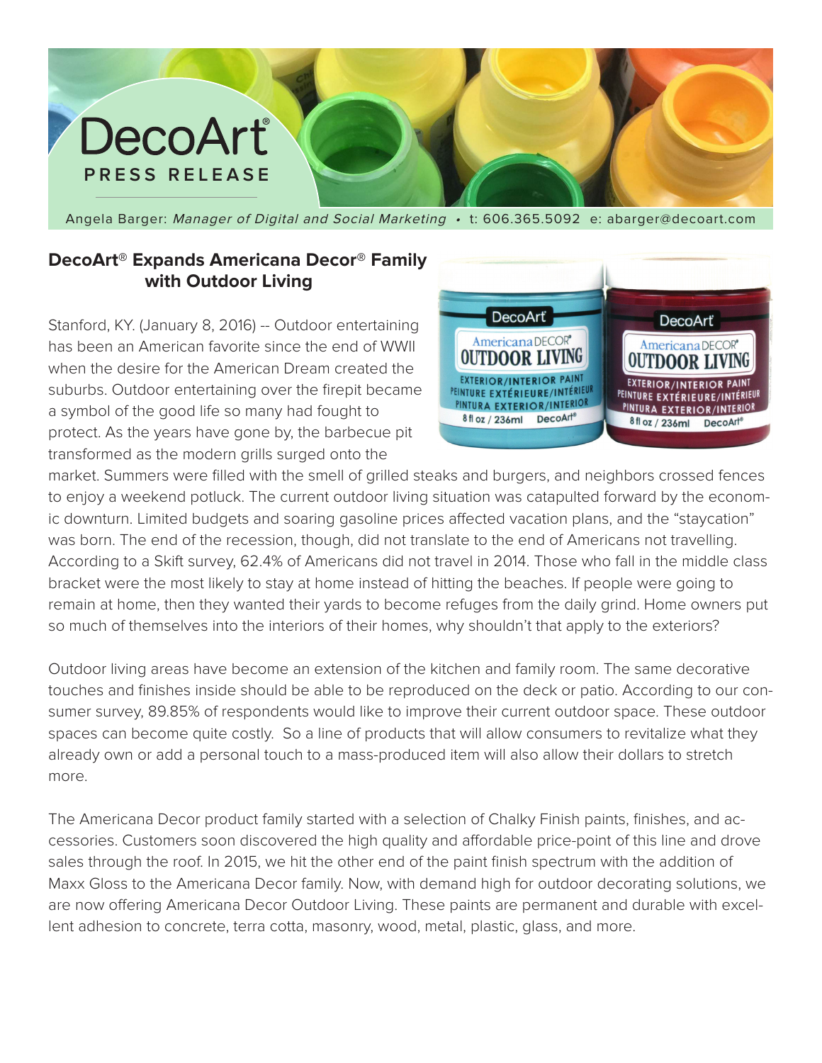DecoArt®

PRESS RELEASE

Angela Barger: *Manager of Digital and Social Marketing* • t: 606.365.5092 e: abarger@decoart.com

## DecoArt® Expands Americana Decor® Family with Outdoor Living

Stanford, KY. (January 8, 2016) -- Outdoor entertaining has been an American favorite since the end of WWII when the desire for the American Dream created the suburbs. Outdoor entertaining over the firepit became a symbol of the good life so many had fought to protect. As the years have gone by, the barbecue pit transformed as the modern grills surged onto the market. Summers were filled with the smell of grilled steaks and burgers, and neighbors crossed fences to enjoy a weekend potluck. The current outdoor living situation was catapulted forward by the economic downturn. Limited budgets and soaring gasoline prices affected vacation plans, and the "staycation" was born. The end of the recession, though, did not translate to the end of Americans not travelling. According to a Skift survey, 62.4% of Americans did not travel in 2014. Those who fall in the middle class bracket were the most likely to stay at home instead of hitting the beaches. If people were going to remain at home, then they wanted their yards to become refuges from the daily grind. Home owners put so much of themselves into the interiors of their homes, why shouldn't that apply to the exteriors?

Outdoor living areas have become an extension of the kitchen and family room. The same decorative touches and finishes inside should be able to be reproduced on the deck or patio. According to our consumer survey, 89.85% of respondents would like to improve their current outdoor space. These outdoor spaces can become quite costly. So a line of products that will allow consumers to revitalize what they already own or add a personal touch to a mass-produced item will also allow their dollars to stretch more.

The Americana Decor product family started with a selection of Chalky Finish paints, finishes, and accessories. Customers soon discovered the high quality and affordable price-point of this line and drove sales through the roof. In 2015, we hit the other end of the paint finish spectrum with the addition of Maxx Gloss to the Americana Decor family. Now, with demand high for outdoor decorating solutions, we are now offering Americana Decor Outdoor Living. These paints are permanent and durable with excellent adhesion to concrete, terra cotta, masonry, wood, metal, plastic, glass, and more.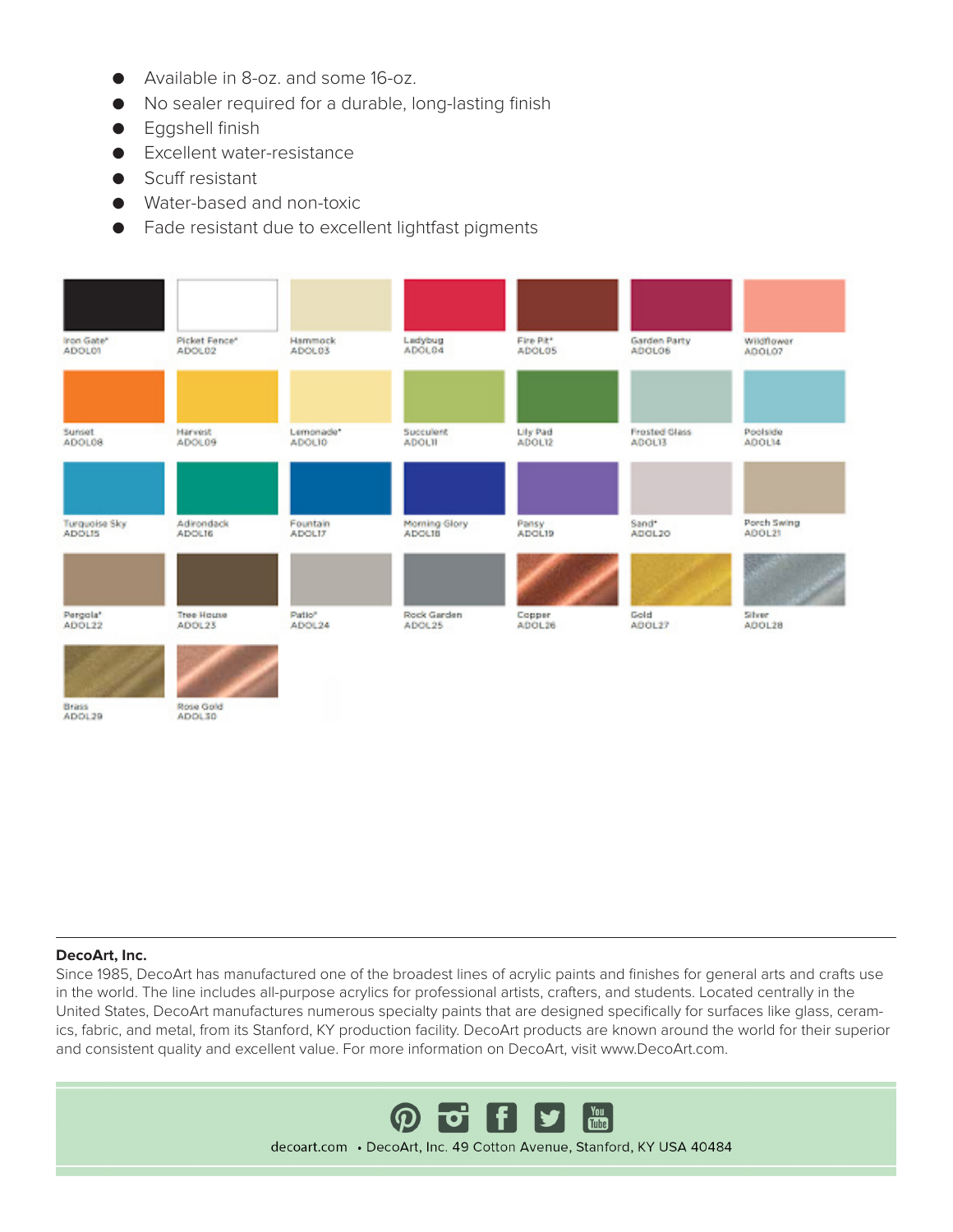- Available in 8-oz. and some 16-oz.
- No sealer required for a durable, long-lasting finish
- Eggshell finish
- Excellent water-resistance
- Scuff resistant
- Water-based and non-toxic
- Fade resistant due to excellent lightfast pigments

| | | | | | | |
|---|---|---|---|---|---|---|
| Iron Gate* ADOL01 | Picket Fence* ADOL02 | Hammock ADOL03 | Ladybug ADOL04 | Fire Pit* ADOL05 | Garden Party ADOL06 | Wildflower ADOL07 |
| Sunset ADOL08 | Harvest ADOL09 | Lemonade* ADOL10 | Succulent ADOL11 | Lily Pad ADOL12 | Frosted Glass ADOL13 | Poolside ADOL14 |
| Turquoise Sky ADOL15 | Adirondack ADOL16 | Fountain ADOL17 | Morning Glory ADOL18 | Pansy ADOL19 | Sand* ADOL20 | Porch Swing ADOL21 |
| Pergola* ADOL22 | Tree House ADOL23 | Patio* ADOL24 | Rock Garden ADOL25 | Copper ADOL26 | Gold ADOL27 | Silver ADOL28 |
| Brass ADOL29 | Rose Gold ADOL30 | | | | | |

**DecoArt, Inc.**

Since 1985, DecoArt has manufactured one of the broadest lines of acrylic paints and finishes for general arts and crafts use in the world. The line includes all-purpose acrylics for professional artists, crafters, and students. Located centrally in the United States, DecoArt manufactures numerous specialty paints that are designed specifically for surfaces like glass, ceramics, fabric, and metal, from its Stanford, KY production facility. DecoArt products are known around the world for their superior and consistent quality and excellent value. For more information on DecoArt, visit www.DecoArt.com.

decoart.com • DecoArt, Inc. 49 Cotton Avenue, Stanford, KY USA 40484